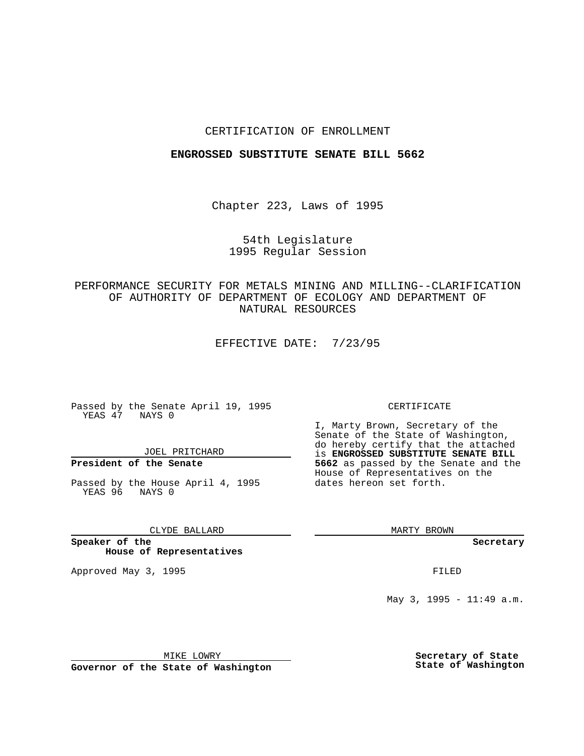CERTIFICATION OF ENROLLMENT

**ENGROSSED SUBSTITUTE SENATE BILL 5662**

Chapter 223, Laws of 1995

54th Legislature
1995 Regular Session

PERFORMANCE SECURITY FOR METALS MINING AND MILLING--CLARIFICATION OF AUTHORITY OF DEPARTMENT OF ECOLOGY AND DEPARTMENT OF NATURAL RESOURCES

EFFECTIVE DATE: 7/23/95

Passed by the Senate April 19, 1995
YEAS 47 NAYS 0

JOEL PRITCHARD

**President of the Senate**

Passed by the House April 4, 1995
YEAS 96 NAYS 0

CLYDE BALLARD

**Speaker of the House of Representatives**

CERTIFICATE

I, Marty Brown, Secretary of the Senate of the State of Washington, do hereby certify that the attached is **ENGROSSED SUBSTITUTE SENATE BILL 5662** as passed by the Senate and the House of Representatives on the dates hereon set forth.

MARTY BROWN

**Secretary**

Approved May 3, 1995

MIKE LOWRY

**Governor of the State of Washington**

FILED

May 3, 1995 - 11:49 a.m.

**Secretary of State**
**State of Washington**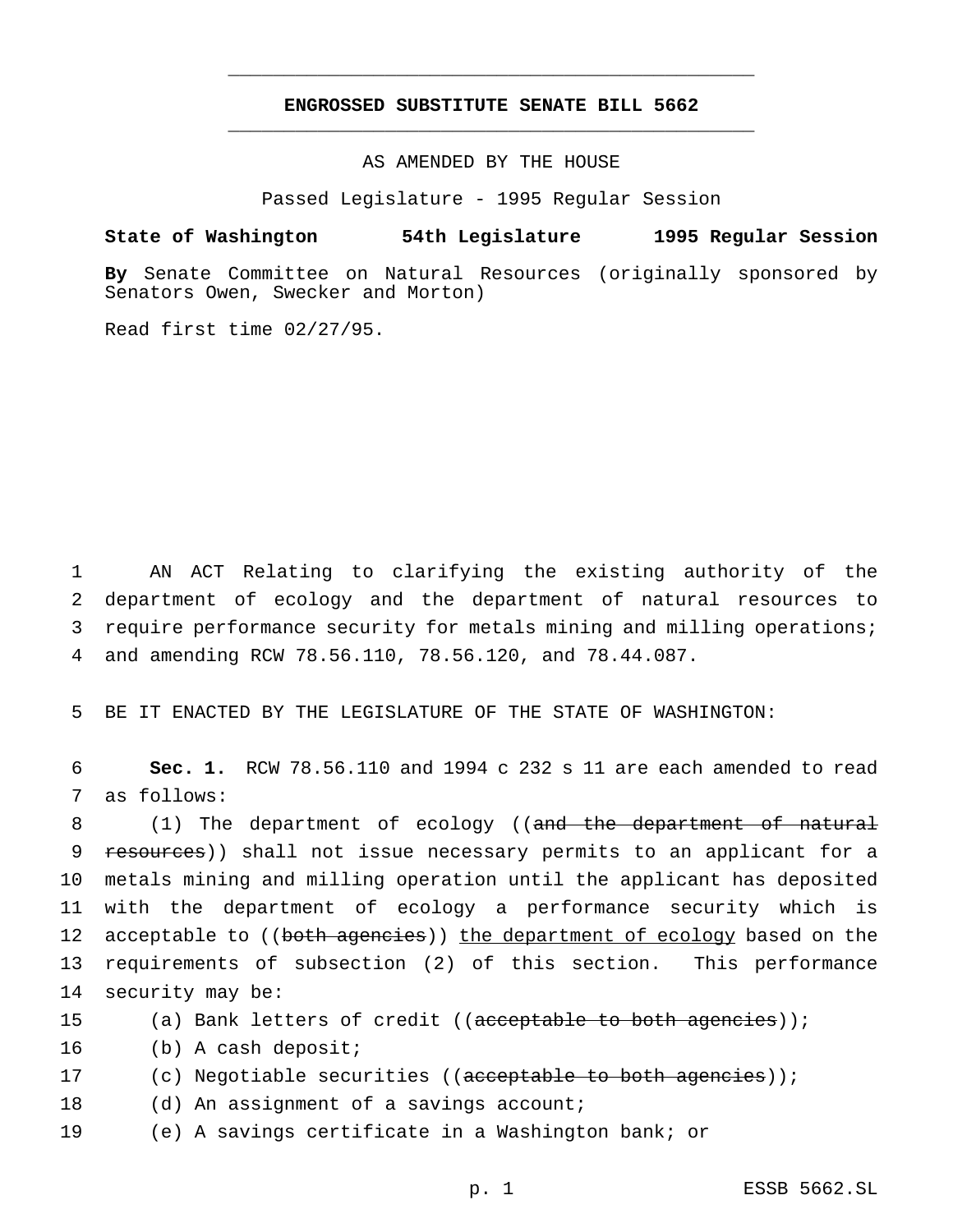# ENGROSSED SUBSTITUTE SENATE BILL 5662

AS AMENDED BY THE HOUSE

Passed Legislature - 1995 Regular Session

**State of Washington 54th Legislature 1995 Regular Session**

**By** Senate Committee on Natural Resources (originally sponsored by Senators Owen, Swecker and Morton)

Read first time 02/27/95.

AN ACT Relating to clarifying the existing authority of the department of ecology and the department of natural resources to require performance security for metals mining and milling operations; and amending RCW 78.56.110, 78.56.120, and 78.44.087.

BE IT ENACTED BY THE LEGISLATURE OF THE STATE OF WASHINGTON:

**Sec. 1.** RCW 78.56.110 and 1994 c 232 s 11 are each amended to read as follows:

(1) The department of ecology ((~~and the department of natural resources~~)) shall not issue necessary permits to an applicant for a metals mining and milling operation until the applicant has deposited with the department of ecology a performance security which is acceptable to ((~~both agencies~~)) <u>the department of ecology</u> based on the requirements of subsection (2) of this section. This performance security may be:

(a) Bank letters of credit ((~~acceptable to both agencies~~));

(b) A cash deposit;

(c) Negotiable securities ((~~acceptable to both agencies~~));

(d) An assignment of a savings account;

(e) A savings certificate in a Washington bank; or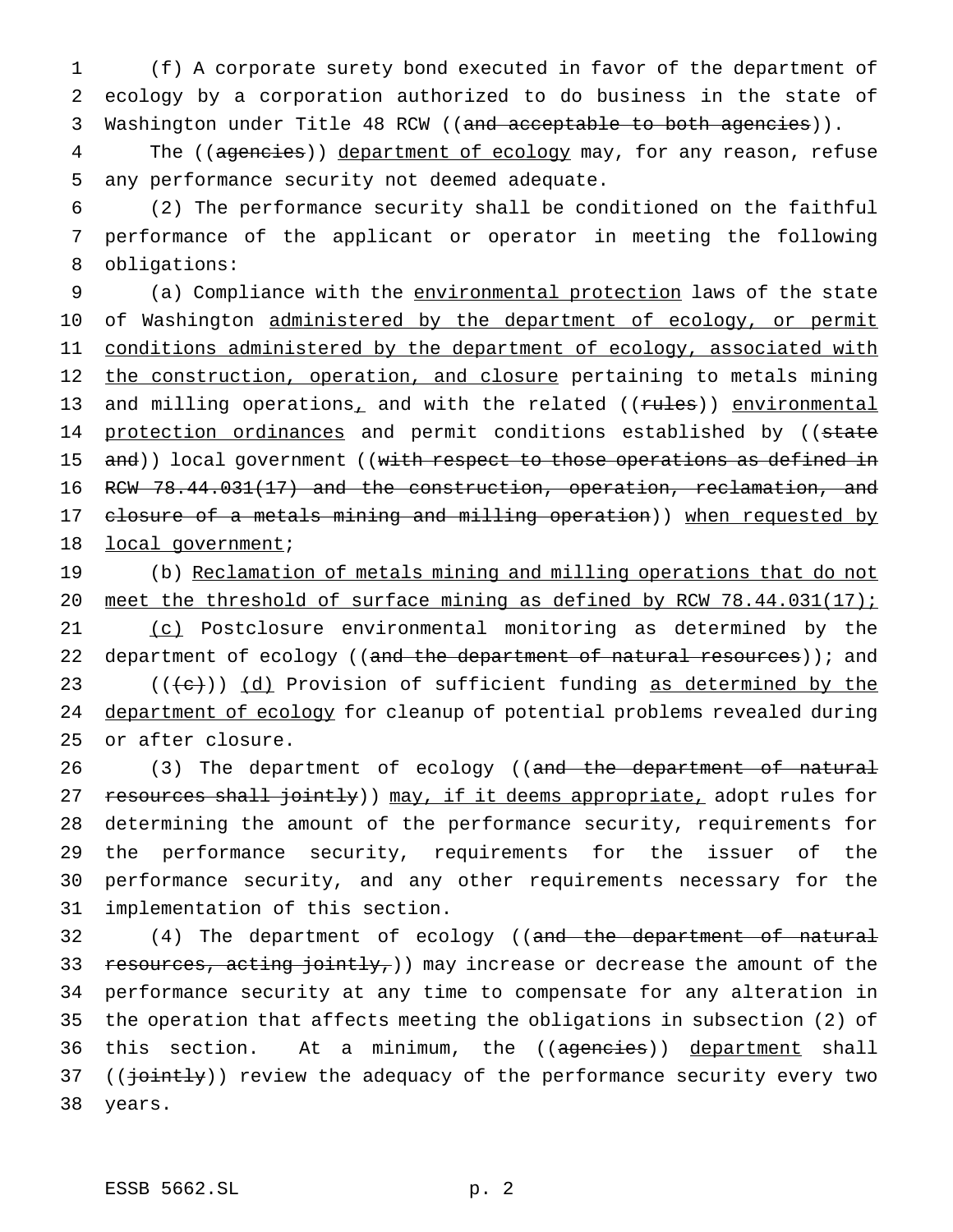(f) A corporate surety bond executed in favor of the department of ecology by a corporation authorized to do business in the state of Washington under Title 48 RCW ((~~and acceptable to both agencies~~)).

The ((~~agencies~~)) <u>department of ecology</u> may, for any reason, refuse any performance security not deemed adequate.

(2) The performance security shall be conditioned on the faithful performance of the applicant or operator in meeting the following obligations:

(a) Compliance with the <u>environmental protection</u> laws of the state of Washington <u>administered by the department of ecology, or permit conditions administered by the department of ecology, associated with the construction, operation, and closure</u> pertaining to metals mining and milling operations<u>,</u> and with the related ((~~rules~~)) <u>environmental protection ordinances</u> and permit conditions established by ((~~state and~~)) local government ((~~with respect to those operations as defined in RCW 78.44.031(17) and the construction, operation, reclamation, and closure of a metals mining and milling operation~~)) <u>when requested by local government</u>;

(b) <u>Reclamation of metals mining and milling operations that do not meet the threshold of surface mining as defined by RCW 78.44.031(17);</u>

<u>(c)</u> Postclosure environmental monitoring as determined by the department of ecology ((~~and the department of natural resources~~)); and

((~~(c)~~)) <u>(d)</u> Provision of sufficient funding <u>as determined by the department of ecology</u> for cleanup of potential problems revealed during or after closure.

(3) The department of ecology ((~~and the department of natural resources shall jointly~~)) <u>may, if it deems appropriate,</u> adopt rules for determining the amount of the performance security, requirements for the performance security, requirements for the issuer of the performance security, and any other requirements necessary for the implementation of this section.

(4) The department of ecology ((~~and the department of natural resources, acting jointly,~~)) may increase or decrease the amount of the performance security at any time to compensate for any alteration in the operation that affects meeting the obligations in subsection (2) of this section. At a minimum, the ((~~agencies~~)) <u>department</u> shall ((~~jointly~~)) review the adequacy of the performance security every two years.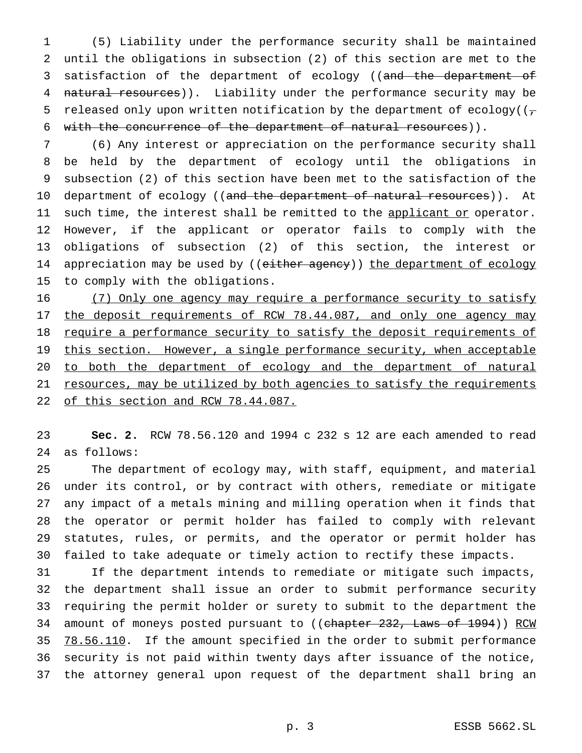(5) Liability under the performance security shall be maintained until the obligations in subsection (2) of this section are met to the satisfaction of the department of ecology ((~~and the department of natural resources~~)). Liability under the performance security may be released only upon written notification by the department of ecology((~~, with the concurrence of the department of natural resources~~)).

(6) Any interest or appreciation on the performance security shall be held by the department of ecology until the obligations in subsection (2) of this section have been met to the satisfaction of the department of ecology ((~~and the department of natural resources~~)). At such time, the interest shall be remitted to the <u>applicant or</u> operator. However, if the applicant or operator fails to comply with the obligations of subsection (2) of this section, the interest or appreciation may be used by ((~~either agency~~)) <u>the department of ecology</u> to comply with the obligations.

<u>(7) Only one agency may require a performance security to satisfy the deposit requirements of RCW 78.44.087, and only one agency may require a performance security to satisfy the deposit requirements of this section. However, a single performance security, when acceptable to both the department of ecology and the department of natural resources, may be utilized by both agencies to satisfy the requirements of this section and RCW 78.44.087.</u>

**Sec. 2.** RCW 78.56.120 and 1994 c 232 s 12 are each amended to read as follows:

The department of ecology may, with staff, equipment, and material under its control, or by contract with others, remediate or mitigate any impact of a metals mining and milling operation when it finds that the operator or permit holder has failed to comply with relevant statutes, rules, or permits, and the operator or permit holder has failed to take adequate or timely action to rectify these impacts.

If the department intends to remediate or mitigate such impacts, the department shall issue an order to submit performance security requiring the permit holder or surety to submit to the department the amount of moneys posted pursuant to ((~~chapter 232, Laws of 1994~~)) <u>RCW 78.56.110</u>. If the amount specified in the order to submit performance security is not paid within twenty days after issuance of the notice, the attorney general upon request of the department shall bring an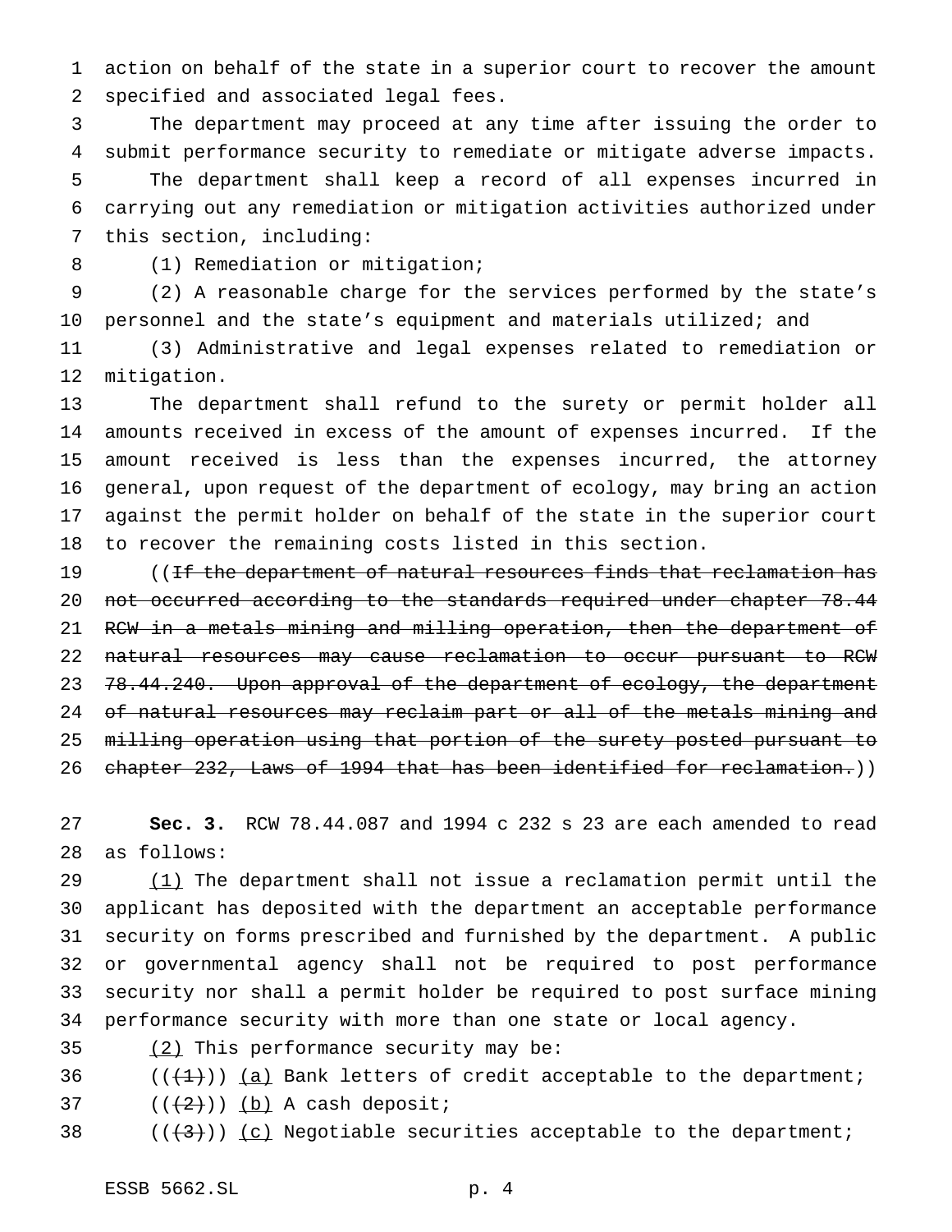action on behalf of the state in a superior court to recover the amount specified and associated legal fees.

The department may proceed at any time after issuing the order to submit performance security to remediate or mitigate adverse impacts.

The department shall keep a record of all expenses incurred in carrying out any remediation or mitigation activities authorized under this section, including:

(1) Remediation or mitigation;

(2) A reasonable charge for the services performed by the state's personnel and the state's equipment and materials utilized; and

(3) Administrative and legal expenses related to remediation or mitigation.

The department shall refund to the surety or permit holder all amounts received in excess of the amount of expenses incurred. If the amount received is less than the expenses incurred, the attorney general, upon request of the department of ecology, may bring an action against the permit holder on behalf of the state in the superior court to recover the remaining costs listed in this section.

((~~If the department of natural resources finds that reclamation has not occurred according to the standards required under chapter 78.44 RCW in a metals mining and milling operation, then the department of natural resources may cause reclamation to occur pursuant to RCW 78.44.240. Upon approval of the department of ecology, the department of natural resources may reclaim part or all of the metals mining and milling operation using that portion of the surety posted pursuant to chapter 232, Laws of 1994 that has been identified for reclamation.~~))

**Sec. 3.** RCW 78.44.087 and 1994 c 232 s 23 are each amended to read as follows:

<u>(1)</u> The department shall not issue a reclamation permit until the applicant has deposited with the department an acceptable performance security on forms prescribed and furnished by the department. A public or governmental agency shall not be required to post performance security nor shall a permit holder be required to post surface mining performance security with more than one state or local agency.

<u>(2)</u> This performance security may be:

((~~(1)~~)) <u>(a)</u> Bank letters of credit acceptable to the department;

((~~(2)~~)) <u>(b)</u> A cash deposit;

((~~(3)~~)) <u>(c)</u> Negotiable securities acceptable to the department;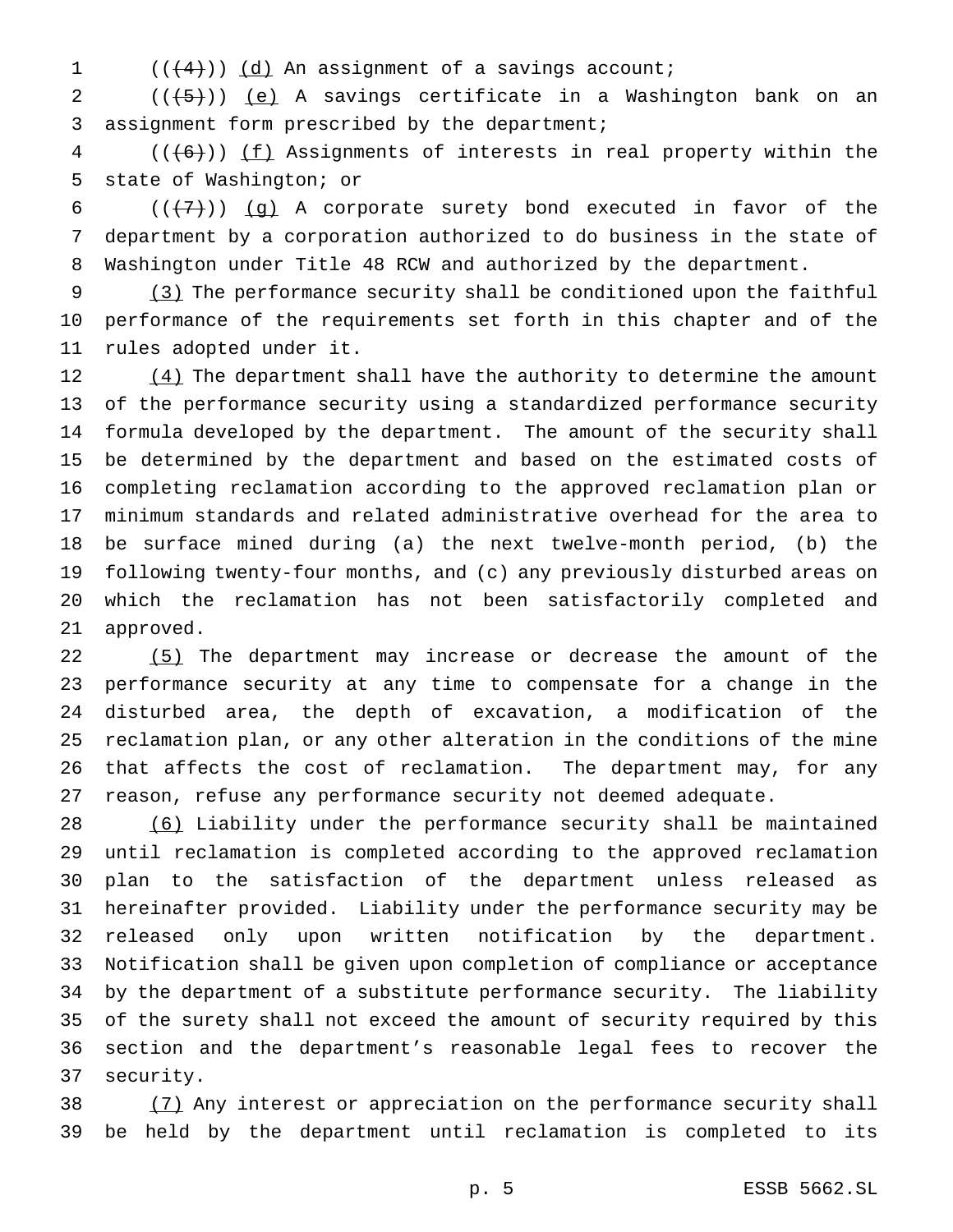((~~(4)~~)) (d) An assignment of a savings account;

((~~(5)~~)) (e) A savings certificate in a Washington bank on an assignment form prescribed by the department;

((~~(6)~~)) (f) Assignments of interests in real property within the state of Washington; or

((~~(7)~~)) (g) A corporate surety bond executed in favor of the department by a corporation authorized to do business in the state of Washington under Title 48 RCW and authorized by the department.

(3) The performance security shall be conditioned upon the faithful performance of the requirements set forth in this chapter and of the rules adopted under it.

(4) The department shall have the authority to determine the amount of the performance security using a standardized performance security formula developed by the department. The amount of the security shall be determined by the department and based on the estimated costs of completing reclamation according to the approved reclamation plan or minimum standards and related administrative overhead for the area to be surface mined during (a) the next twelve-month period, (b) the following twenty-four months, and (c) any previously disturbed areas on which the reclamation has not been satisfactorily completed and approved.

(5) The department may increase or decrease the amount of the performance security at any time to compensate for a change in the disturbed area, the depth of excavation, a modification of the reclamation plan, or any other alteration in the conditions of the mine that affects the cost of reclamation. The department may, for any reason, refuse any performance security not deemed adequate.

(6) Liability under the performance security shall be maintained until reclamation is completed according to the approved reclamation plan to the satisfaction of the department unless released as hereinafter provided. Liability under the performance security may be released only upon written notification by the department. Notification shall be given upon completion of compliance or acceptance by the department of a substitute performance security. The liability of the surety shall not exceed the amount of security required by this section and the department's reasonable legal fees to recover the security.

(7) Any interest or appreciation on the performance security shall be held by the department until reclamation is completed to its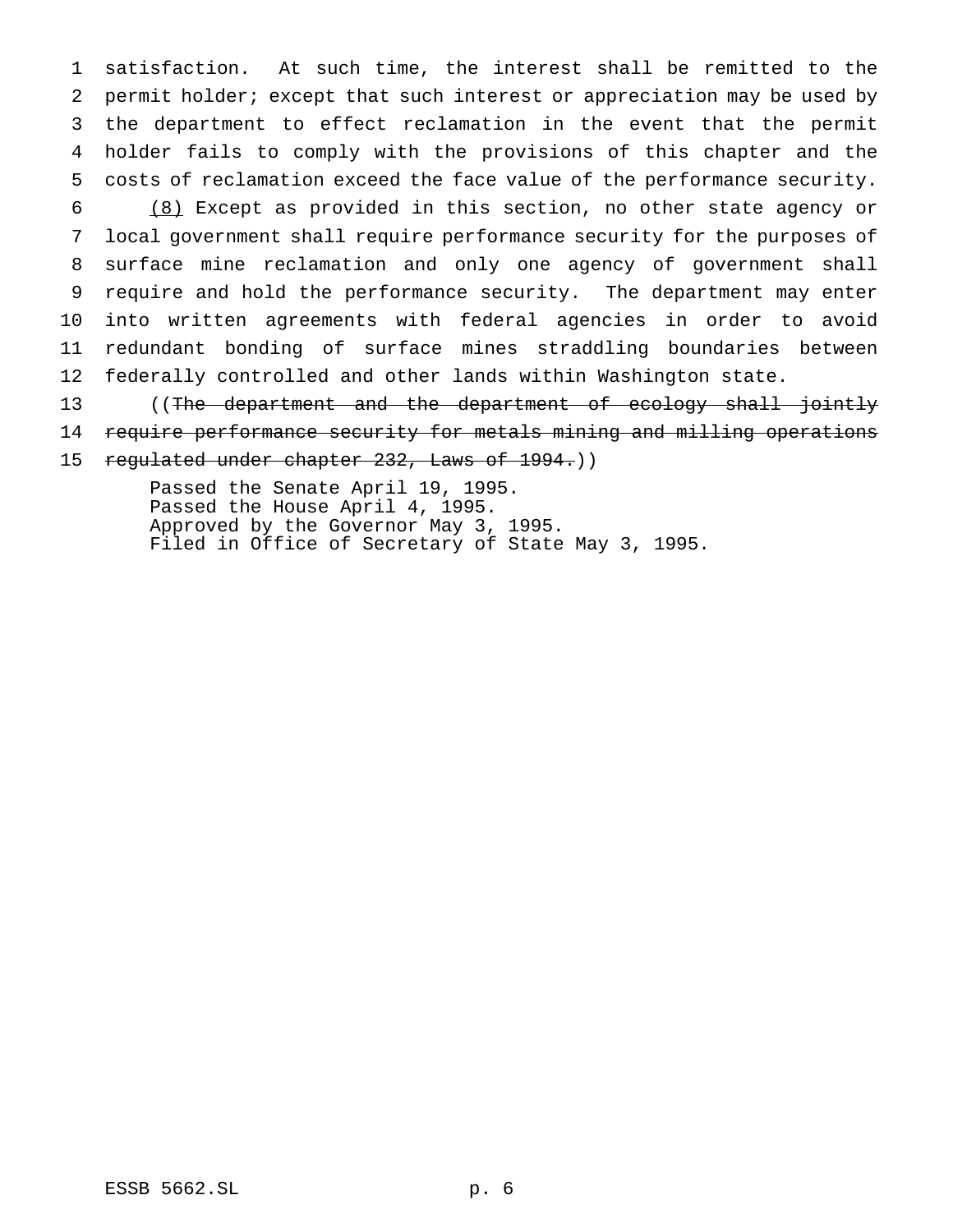satisfaction. At such time, the interest shall be remitted to the permit holder; except that such interest or appreciation may be used by the department to effect reclamation in the event that the permit holder fails to comply with the provisions of this chapter and the costs of reclamation exceed the face value of the performance security.

<u>(8)</u> Except as provided in this section, no other state agency or local government shall require performance security for the purposes of surface mine reclamation and only one agency of government shall require and hold the performance security. The department may enter into written agreements with federal agencies in order to avoid redundant bonding of surface mines straddling boundaries between federally controlled and other lands within Washington state.

((~~The department and the department of ecology shall jointly require performance security for metals mining and milling operations regulated under chapter 232, Laws of 1994.~~))

Passed the Senate April 19, 1995.
Passed the House April 4, 1995.
Approved by the Governor May 3, 1995.
Filed in Office of Secretary of State May 3, 1995.